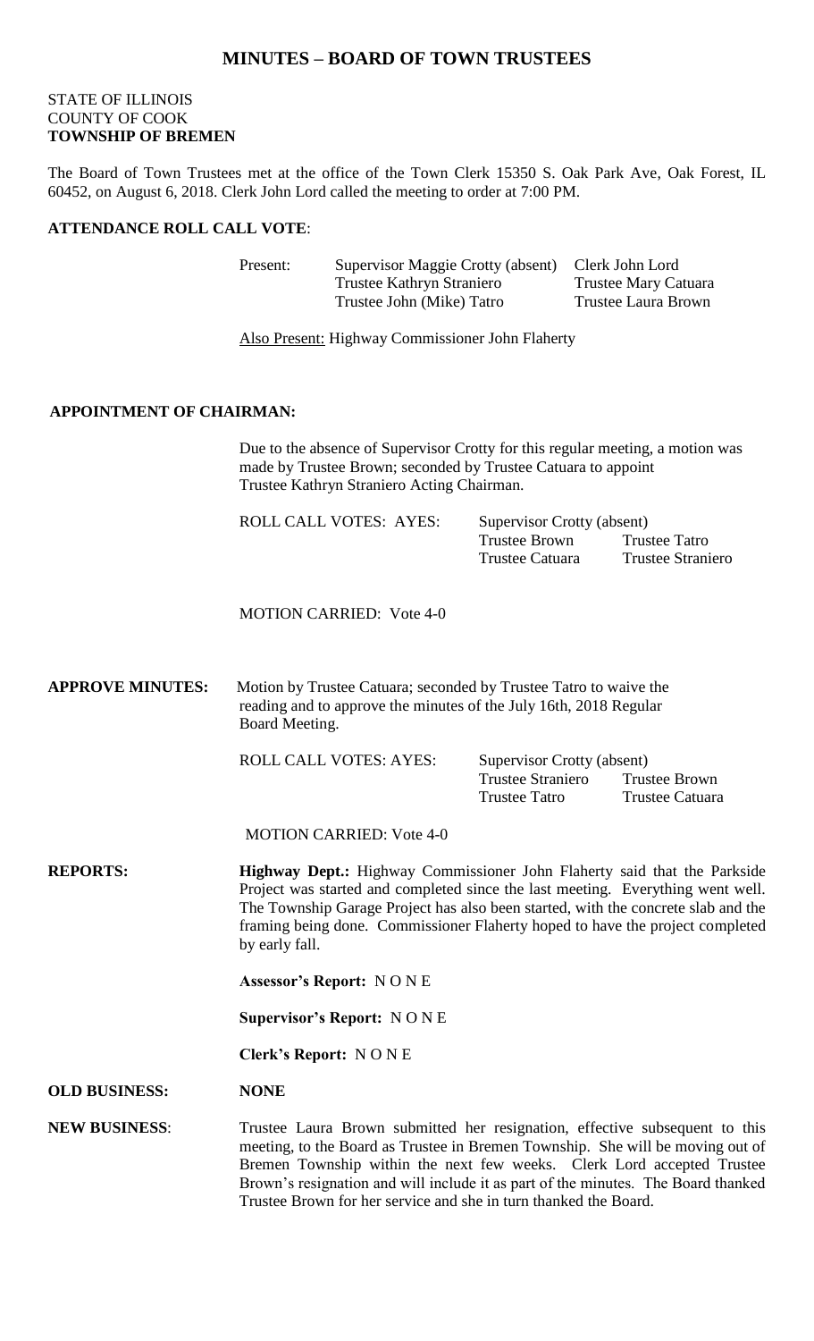# MINUTES – BOARD OF TOWN TRUSTEES

STATE OF ILLINOIS
COUNTY OF COOK
**TOWNSHIP OF BREMEN**

The Board of Town Trustees met at the office of the Town Clerk 15350 S. Oak Park Ave, Oak Forest, IL 60452, on August 6, 2018. Clerk John Lord called the meeting to order at 7:00 PM.

**ATTENDANCE ROLL CALL VOTE**:

| Present: | Supervisor Maggie Crotty (absent) | Clerk John Lord |
|---|---|---|
| | Trustee Kathryn Straniero | Trustee Mary Catuara |
| | Trustee John (Mike) Tatro | Trustee Laura Brown |

Also Present: Highway Commissioner John Flaherty

**APPOINTMENT OF CHAIRMAN:**

Due to the absence of Supervisor Crotty for this regular meeting, a motion was made by Trustee Brown; seconded by Trustee Catuara to appoint Trustee Kathryn Straniero Acting Chairman.

| ROLL CALL VOTES: AYES: | Supervisor Crotty (absent) | |
|---|---|---|
| | Trustee Brown | Trustee Tatro |
| | Trustee Catuara | Trustee Straniero |

MOTION CARRIED: Vote 4-0

**APPROVE MINUTES:** Motion by Trustee Catuara; seconded by Trustee Tatro to waive the reading and to approve the minutes of the July 16th, 2018 Regular Board Meeting.

| ROLL CALL VOTES: AYES: | Supervisor Crotty (absent) | |
|---|---|---|
| | Trustee Straniero | Trustee Brown |
| | Trustee Tatro | Trustee Catuara |

MOTION CARRIED: Vote 4-0

**REPORTS:** **Highway Dept.:** Highway Commissioner John Flaherty said that the Parkside Project was started and completed since the last meeting. Everything went well. The Township Garage Project has also been started, with the concrete slab and the framing being done. Commissioner Flaherty hoped to have the project completed by early fall.

**Assessor's Report:** N O N E

**Supervisor's Report:** N O N E

**Clerk's Report:** N O N E

**OLD BUSINESS:** **NONE**

**NEW BUSINESS**: Trustee Laura Brown submitted her resignation, effective subsequent to this meeting, to the Board as Trustee in Bremen Township. She will be moving out of Bremen Township within the next few weeks. Clerk Lord accepted Trustee Brown's resignation and will include it as part of the minutes. The Board thanked Trustee Brown for her service and she in turn thanked the Board.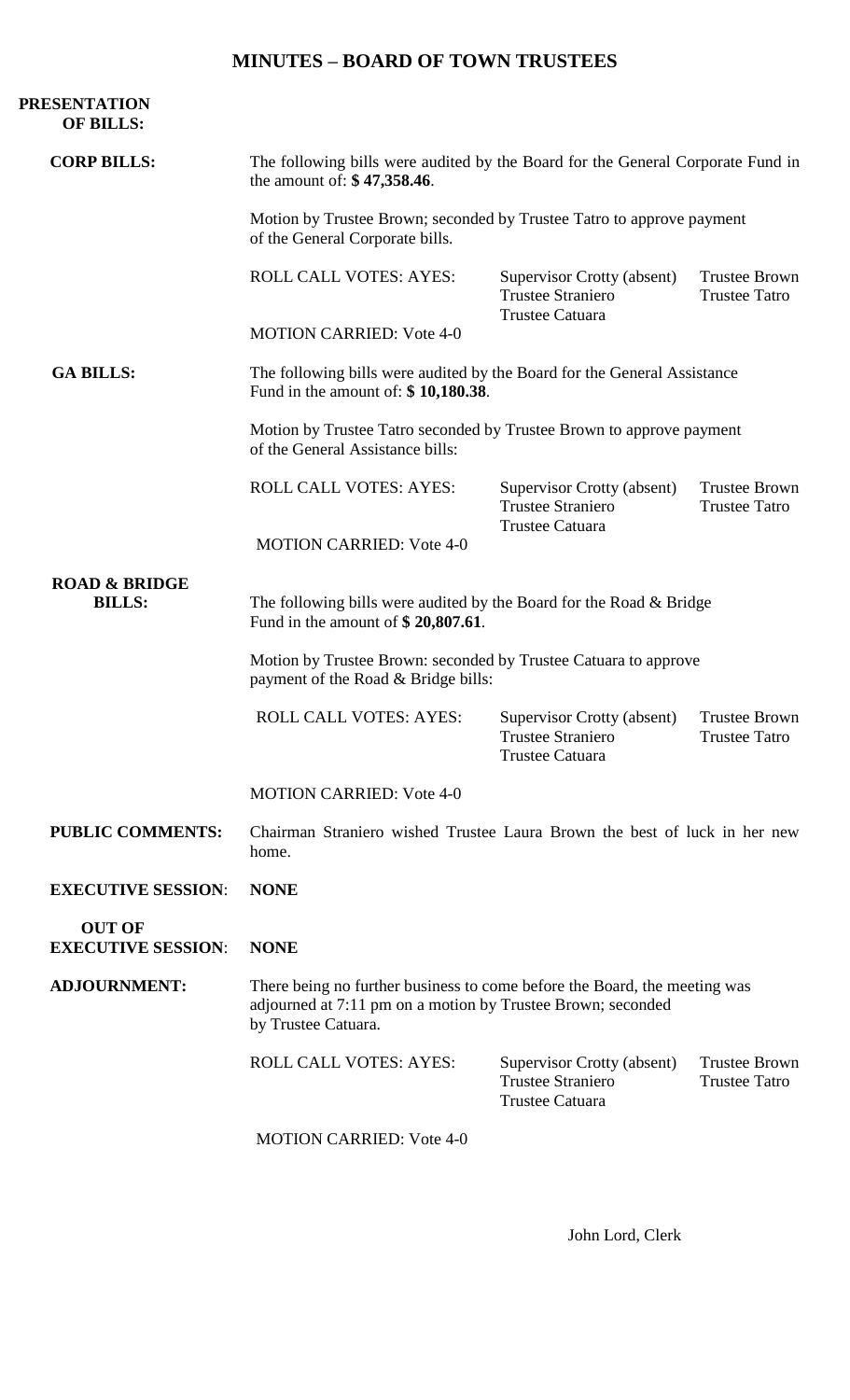# MINUTES – BOARD OF TOWN TRUSTEES

**PRESENTATION OF BILLS:**

**CORP BILLS:** The following bills were audited by the Board for the General Corporate Fund in the amount of: **$ 47,358.46**.

Motion by Trustee Brown; seconded by Trustee Tatro to approve payment of the General Corporate bills.

| | | |
|---|---|---|
| ROLL CALL VOTES: AYES: | Supervisor Crotty (absent)<br>Trustee Straniero<br>Trustee Catuara | Trustee Brown<br>Trustee Tatro |

MOTION CARRIED: Vote 4-0

**GA BILLS:** The following bills were audited by the Board for the General Assistance Fund in the amount of: **$ 10,180.38**.

Motion by Trustee Tatro seconded by Trustee Brown to approve payment of the General Assistance bills:

| | | |
|---|---|---|
| ROLL CALL VOTES: AYES: | Supervisor Crotty (absent)<br>Trustee Straniero<br>Trustee Catuara | Trustee Brown<br>Trustee Tatro |

MOTION CARRIED: Vote 4-0

**ROAD & BRIDGE BILLS:** The following bills were audited by the Board for the Road & Bridge Fund in the amount of **$ 20,807.61**.

Motion by Trustee Brown: seconded by Trustee Catuara to approve payment of the Road & Bridge bills:

| | | |
|---|---|---|
| ROLL CALL VOTES: AYES: | Supervisor Crotty (absent)<br>Trustee Straniero<br>Trustee Catuara | Trustee Brown<br>Trustee Tatro |

MOTION CARRIED: Vote 4-0

**PUBLIC COMMENTS:** Chairman Straniero wished Trustee Laura Brown the best of luck in her new home.

**EXECUTIVE SESSION:** **NONE**

**OUT OF EXECUTIVE SESSION:** **NONE**

**ADJOURNMENT:** There being no further business to come before the Board, the meeting was adjourned at 7:11 pm on a motion by Trustee Brown; seconded by Trustee Catuara.

| | | |
|---|---|---|
| ROLL CALL VOTES: AYES: | Supervisor Crotty (absent)<br>Trustee Straniero<br>Trustee Catuara | Trustee Brown<br>Trustee Tatro |

MOTION CARRIED: Vote 4-0

John Lord, Clerk